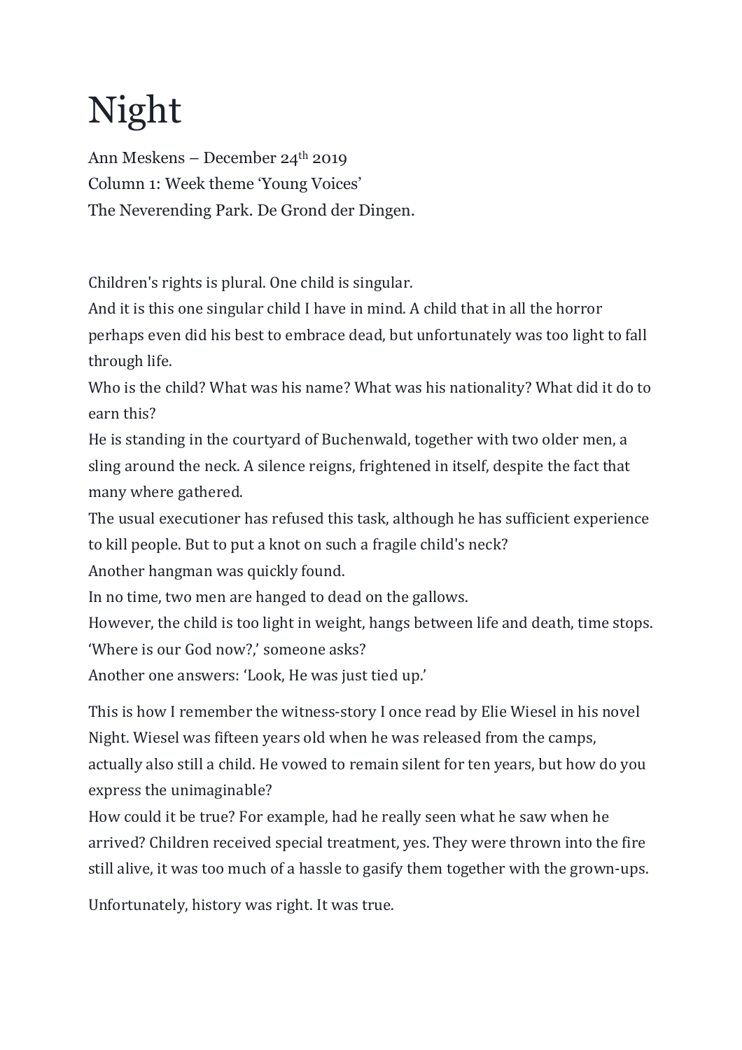# Night

Ann Meskens – December 24th 2019
Column 1: Week theme 'Young Voices'
The Neverending Park. De Grond der Dingen.

Children's rights is plural. One child is singular.
And it is this one singular child I have in mind. A child that in all the horror perhaps even did his best to embrace dead, but unfortunately was too light to fall through life.
Who is the child? What was his name? What was his nationality? What did it do to earn this?
He is standing in the courtyard of Buchenwald, together with two older men, a sling around the neck. A silence reigns, frightened in itself, despite the fact that many where gathered.
The usual executioner has refused this task, although he has sufficient experience to kill people. But to put a knot on such a fragile child's neck?
Another hangman was quickly found.
In no time, two men are hanged to dead on the gallows.
However, the child is too light in weight, hangs between life and death, time stops.
'Where is our God now?,' someone asks?
Another one answers: 'Look, He was just tied up.'

This is how I remember the witness-story I once read by Elie Wiesel in his novel Night. Wiesel was fifteen years old when he was released from the camps, actually also still a child. He vowed to remain silent for ten years, but how do you express the unimaginable?
How could it be true? For example, had he really seen what he saw when he arrived? Children received special treatment, yes. They were thrown into the fire still alive, it was too much of a hassle to gasify them together with the grown-ups.

Unfortunately, history was right. It was true.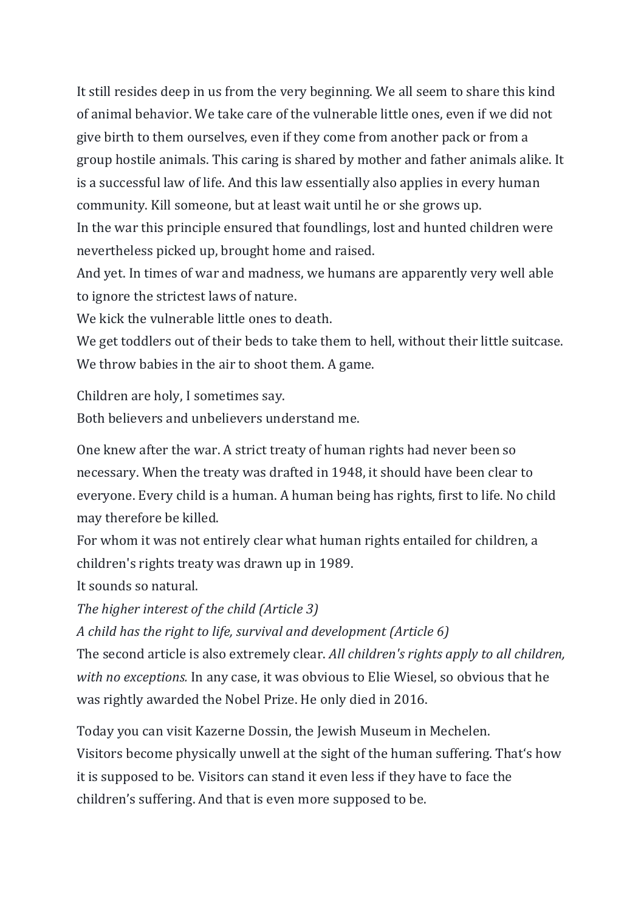It still resides deep in us from the very beginning. We all seem to share this kind of animal behavior. We take care of the vulnerable little ones, even if we did not give birth to them ourselves, even if they come from another pack or from a group hostile animals. This caring is shared by mother and father animals alike. It is a successful law of life. And this law essentially also applies in every human community. Kill someone, but at least wait until he or she grows up.
In the war this principle ensured that foundlings, lost and hunted children were nevertheless picked up, brought home and raised.
And yet. In times of war and madness, we humans are apparently very well able to ignore the strictest laws of nature.
We kick the vulnerable little ones to death.
We get toddlers out of their beds to take them to hell, without their little suitcase.
We throw babies in the air to shoot them. A game.

Children are holy, I sometimes say.
Both believers and unbelievers understand me.

One knew after the war. A strict treaty of human rights had never been so necessary. When the treaty was drafted in 1948, it should have been clear to everyone. Every child is a human. A human being has rights, first to life. No child may therefore be killed.
For whom it was not entirely clear what human rights entailed for children, a children's rights treaty was drawn up in 1989.
It sounds so natural.
*The higher interest of the child (Article 3)*
*A child has the right to life, survival and development (Article 6)*
The second article is also extremely clear. *All children's rights apply to all children, with no exceptions.* In any case, it was obvious to Elie Wiesel, so obvious that he was rightly awarded the Nobel Prize. He only died in 2016.

Today you can visit Kazerne Dossin, the Jewish Museum in Mechelen.
Visitors become physically unwell at the sight of the human suffering. That's how it is supposed to be. Visitors can stand it even less if they have to face the children's suffering. And that is even more supposed to be.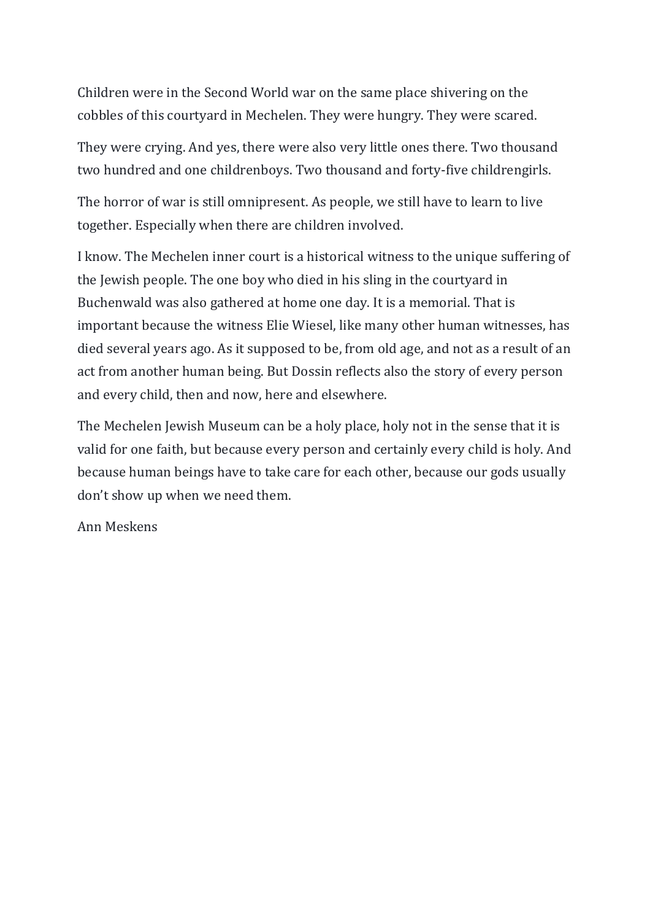Children were in the Second World war on the same place shivering on the cobbles of this courtyard in Mechelen. They were hungry. They were scared.

They were crying. And yes, there were also very little ones there. Two thousand two hundred and one childrenboys. Two thousand and forty-five childrengirls.

The horror of war is still omnipresent. As people, we still have to learn to live together. Especially when there are children involved.

I know. The Mechelen inner court is a historical witness to the unique suffering of the Jewish people. The one boy who died in his sling in the courtyard in Buchenwald was also gathered at home one day. It is a memorial. That is important because the witness Elie Wiesel, like many other human witnesses, has died several years ago. As it supposed to be, from old age, and not as a result of an act from another human being. But Dossin reflects also the story of every person and every child, then and now, here and elsewhere.

The Mechelen Jewish Museum can be a holy place, holy not in the sense that it is valid for one faith, but because every person and certainly every child is holy. And because human beings have to take care for each other, because our gods usually don't show up when we need them.

Ann Meskens